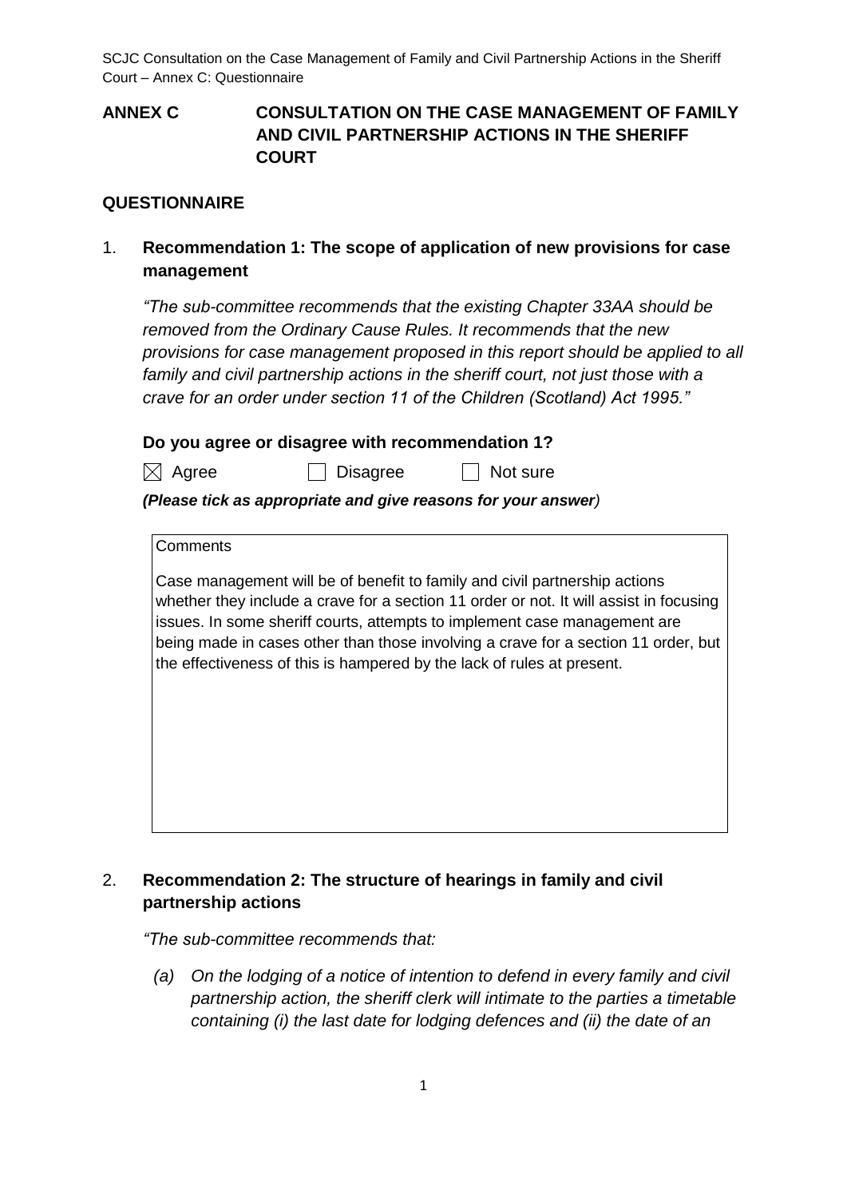**ANNEX C CONSULTATION ON THE CASE MANAGEMENT OF FAMILY AND CIVIL PARTNERSHIP ACTIONS IN THE SHERIFF COURT**

## QUESTIONNAIRE

1. **Recommendation 1: The scope of application of new provisions for case management**

   *"The sub-committee recommends that the existing Chapter 33AA should be removed from the Ordinary Cause Rules. It recommends that the new provisions for case management proposed in this report should be applied to all family and civil partnership actions in the sheriff court, not just those with a crave for an order under section 11 of the Children (Scotland) Act 1995."*

   **Do you agree or disagree with recommendation 1?**

   ☒ Agree ☐ Disagree ☐ Not sure

   ***(Please tick as appropriate and give reasons for your answer)***

   Comments

   Case management will be of benefit to family and civil partnership actions whether they include a crave for a section 11 order or not. It will assist in focusing issues. In some sheriff courts, attempts to implement case management are being made in cases other than those involving a crave for a section 11 order, but the effectiveness of this is hampered by the lack of rules at present.

2. **Recommendation 2: The structure of hearings in family and civil partnership actions**

   *"The sub-committee recommends that:*

   *(a) On the lodging of a notice of intention to defend in every family and civil partnership action, the sheriff clerk will intimate to the parties a timetable containing (i) the last date for lodging defences and (ii) the date of an*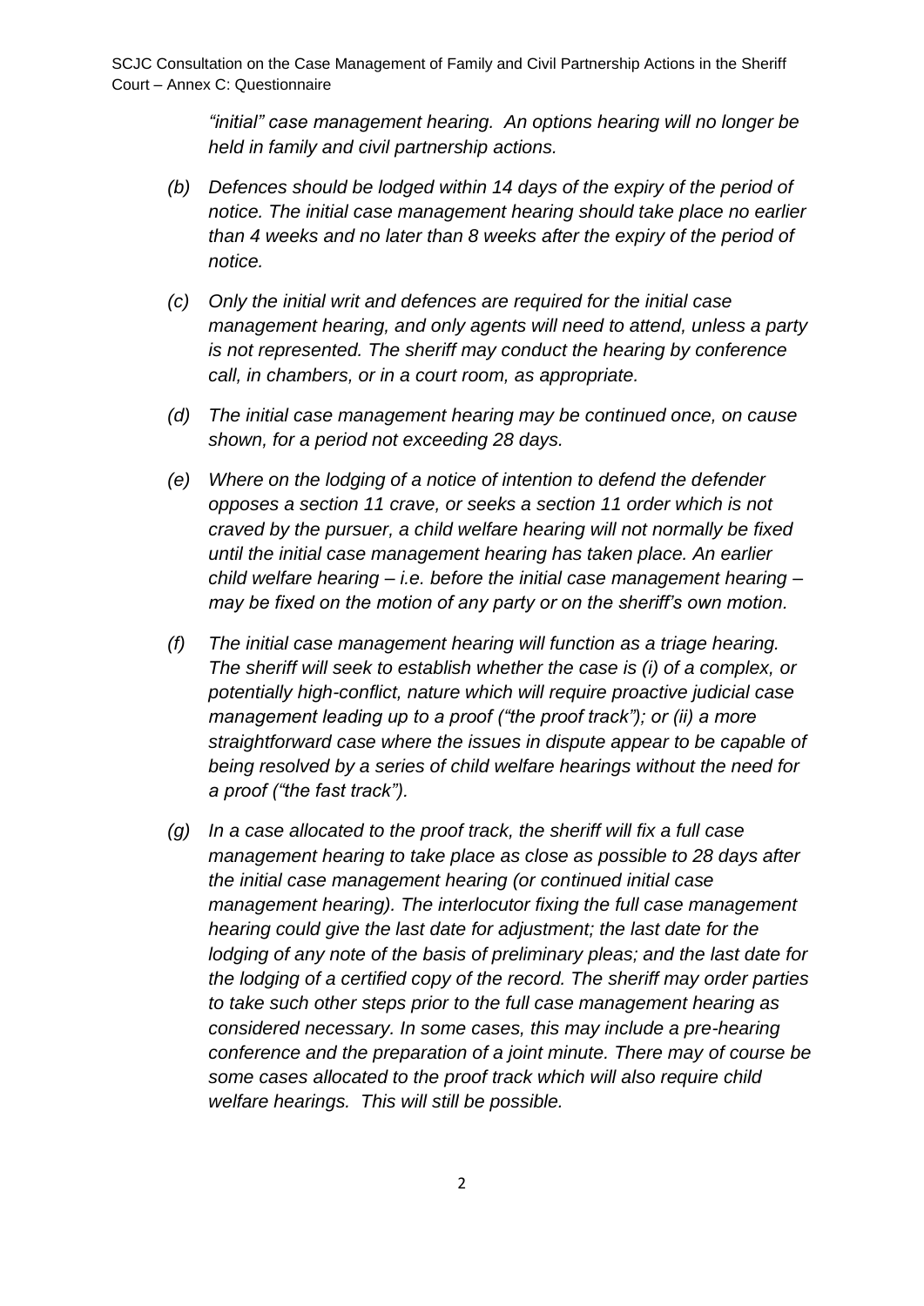*"initial" case management hearing. An options hearing will no longer be held in family and civil partnership actions.*

*(b) Defences should be lodged within 14 days of the expiry of the period of notice. The initial case management hearing should take place no earlier than 4 weeks and no later than 8 weeks after the expiry of the period of notice.*

*(c) Only the initial writ and defences are required for the initial case management hearing, and only agents will need to attend, unless a party is not represented. The sheriff may conduct the hearing by conference call, in chambers, or in a court room, as appropriate.*

*(d) The initial case management hearing may be continued once, on cause shown, for a period not exceeding 28 days.*

*(e) Where on the lodging of a notice of intention to defend the defender opposes a section 11 crave, or seeks a section 11 order which is not craved by the pursuer, a child welfare hearing will not normally be fixed until the initial case management hearing has taken place. An earlier child welfare hearing – i.e. before the initial case management hearing – may be fixed on the motion of any party or on the sheriff's own motion.*

*(f) The initial case management hearing will function as a triage hearing. The sheriff will seek to establish whether the case is (i) of a complex, or potentially high-conflict, nature which will require proactive judicial case management leading up to a proof ("the proof track"); or (ii) a more straightforward case where the issues in dispute appear to be capable of being resolved by a series of child welfare hearings without the need for a proof ("the fast track").*

*(g) In a case allocated to the proof track, the sheriff will fix a full case management hearing to take place as close as possible to 28 days after the initial case management hearing (or continued initial case management hearing). The interlocutor fixing the full case management hearing could give the last date for adjustment; the last date for the lodging of any note of the basis of preliminary pleas; and the last date for the lodging of a certified copy of the record. The sheriff may order parties to take such other steps prior to the full case management hearing as considered necessary. In some cases, this may include a pre-hearing conference and the preparation of a joint minute. There may of course be some cases allocated to the proof track which will also require child welfare hearings. This will still be possible.*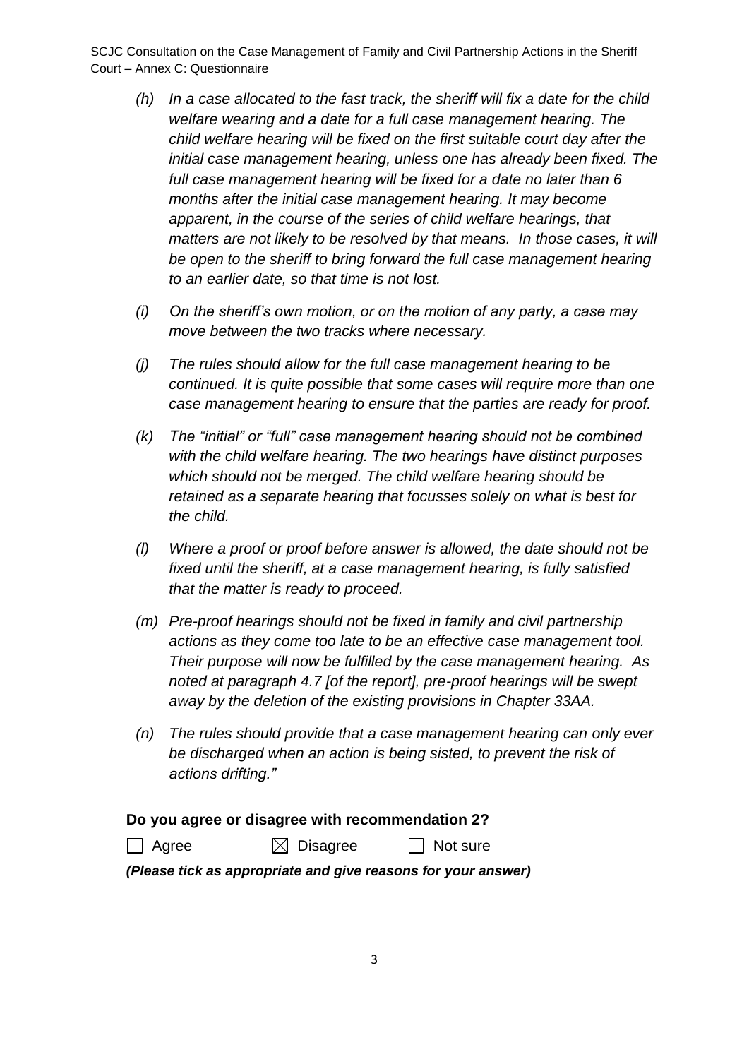*(h) In a case allocated to the fast track, the sheriff will fix a date for the child welfare wearing and a date for a full case management hearing. The child welfare hearing will be fixed on the first suitable court day after the initial case management hearing, unless one has already been fixed. The full case management hearing will be fixed for a date no later than 6 months after the initial case management hearing. It may become apparent, in the course of the series of child welfare hearings, that matters are not likely to be resolved by that means. In those cases, it will be open to the sheriff to bring forward the full case management hearing to an earlier date, so that time is not lost.*

*(i) On the sheriff's own motion, or on the motion of any party, a case may move between the two tracks where necessary.*

*(j) The rules should allow for the full case management hearing to be continued. It is quite possible that some cases will require more than one case management hearing to ensure that the parties are ready for proof.*

*(k) The "initial" or "full" case management hearing should not be combined with the child welfare hearing. The two hearings have distinct purposes which should not be merged. The child welfare hearing should be retained as a separate hearing that focusses solely on what is best for the child.*

*(l) Where a proof or proof before answer is allowed, the date should not be fixed until the sheriff, at a case management hearing, is fully satisfied that the matter is ready to proceed.*

*(m) Pre-proof hearings should not be fixed in family and civil partnership actions as they come too late to be an effective case management tool. Their purpose will now be fulfilled by the case management hearing. As noted at paragraph 4.7 [of the report], pre-proof hearings will be swept away by the deletion of the existing provisions in Chapter 33AA.*

*(n) The rules should provide that a case management hearing can only ever be discharged when an action is being sisted, to prevent the risk of actions drifting."*

**Do you agree or disagree with recommendation 2?**

☐ Agree ☒ Disagree ☐ Not sure

***(Please tick as appropriate and give reasons for your answer)***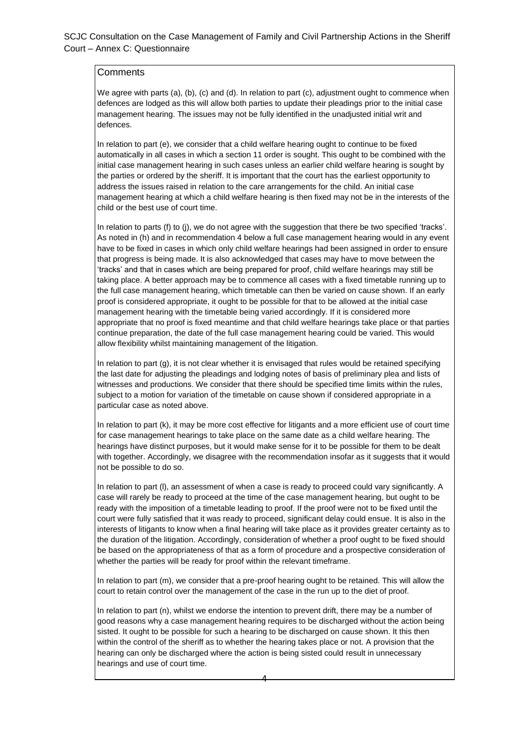## Comments

We agree with parts (a), (b), (c) and (d). In relation to part (c), adjustment ought to commence when defences are lodged as this will allow both parties to update their pleadings prior to the initial case management hearing. The issues may not be fully identified in the unadjusted initial writ and defences.

In relation to part (e), we consider that a child welfare hearing ought to continue to be fixed automatically in all cases in which a section 11 order is sought. This ought to be combined with the initial case management hearing in such cases unless an earlier child welfare hearing is sought by the parties or ordered by the sheriff. It is important that the court has the earliest opportunity to address the issues raised in relation to the care arrangements for the child. An initial case management hearing at which a child welfare hearing is then fixed may not be in the interests of the child or the best use of court time.

In relation to parts (f) to (j), we do not agree with the suggestion that there be two specified 'tracks'. As noted in (h) and in recommendation 4 below a full case management hearing would in any event have to be fixed in cases in which only child welfare hearings had been assigned in order to ensure that progress is being made. It is also acknowledged that cases may have to move between the 'tracks' and that in cases which are being prepared for proof, child welfare hearings may still be taking place. A better approach may be to commence all cases with a fixed timetable running up to the full case management hearing, which timetable can then be varied on cause shown. If an early proof is considered appropriate, it ought to be possible for that to be allowed at the initial case management hearing with the timetable being varied accordingly. If it is considered more appropriate that no proof is fixed meantime and that child welfare hearings take place or that parties continue preparation, the date of the full case management hearing could be varied. This would allow flexibility whilst maintaining management of the litigation.

In relation to part (g), it is not clear whether it is envisaged that rules would be retained specifying the last date for adjusting the pleadings and lodging notes of basis of preliminary plea and lists of witnesses and productions. We consider that there should be specified time limits within the rules, subject to a motion for variation of the timetable on cause shown if considered appropriate in a particular case as noted above.

In relation to part (k), it may be more cost effective for litigants and a more efficient use of court time for case management hearings to take place on the same date as a child welfare hearing. The hearings have distinct purposes, but it would make sense for it to be possible for them to be dealt with together. Accordingly, we disagree with the recommendation insofar as it suggests that it would not be possible to do so.

In relation to part (l), an assessment of when a case is ready to proceed could vary significantly. A case will rarely be ready to proceed at the time of the case management hearing, but ought to be ready with the imposition of a timetable leading to proof. If the proof were not to be fixed until the court were fully satisfied that it was ready to proceed, significant delay could ensue. It is also in the interests of litigants to know when a final hearing will take place as it provides greater certainty as to the duration of the litigation. Accordingly, consideration of whether a proof ought to be fixed should be based on the appropriateness of that as a form of procedure and a prospective consideration of whether the parties will be ready for proof within the relevant timeframe.

In relation to part (m), we consider that a pre-proof hearing ought to be retained. This will allow the court to retain control over the management of the case in the run up to the diet of proof.

In relation to part (n), whilst we endorse the intention to prevent drift, there may be a number of good reasons why a case management hearing requires to be discharged without the action being sisted. It ought to be possible for such a hearing to be discharged on cause shown. It this then within the control of the sheriff as to whether the hearing takes place or not. A provision that the hearing can only be discharged where the action is being sisted could result in unnecessary hearings and use of court time.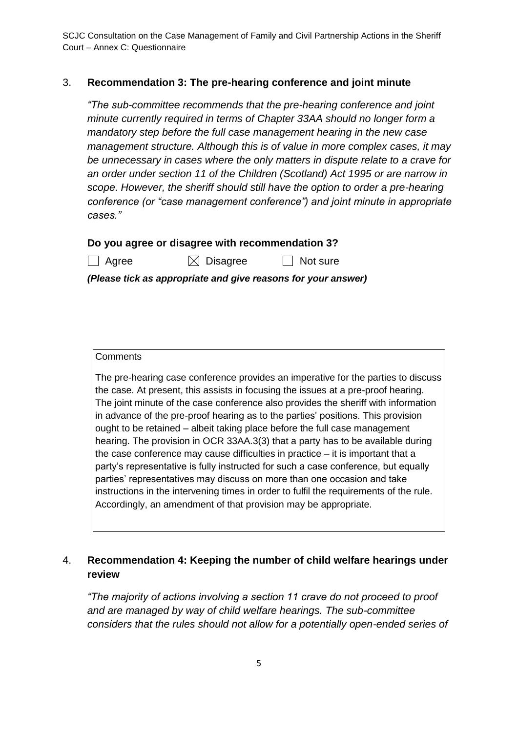## 3. **Recommendation 3: The pre-hearing conference and joint minute**

*"The sub-committee recommends that the pre-hearing conference and joint minute currently required in terms of Chapter 33AA should no longer form a mandatory step before the full case management hearing in the new case management structure. Although this is of value in more complex cases, it may be unnecessary in cases where the only matters in dispute relate to a crave for an order under section 11 of the Children (Scotland) Act 1995 or are narrow in scope. However, the sheriff should still have the option to order a pre-hearing conference (or "case management conference") and joint minute in appropriate cases."*

**Do you agree or disagree with recommendation 3?**

☐ Agree ☒ Disagree ☐ Not sure

***(Please tick as appropriate and give reasons for your answer)***

Comments

The pre-hearing case conference provides an imperative for the parties to discuss the case. At present, this assists in focusing the issues at a pre-proof hearing. The joint minute of the case conference also provides the sheriff with information in advance of the pre-proof hearing as to the parties' positions. This provision ought to be retained – albeit taking place before the full case management hearing. The provision in OCR 33AA.3(3) that a party has to be available during the case conference may cause difficulties in practice – it is important that a party's representative is fully instructed for such a case conference, but equally parties' representatives may discuss on more than one occasion and take instructions in the intervening times in order to fulfil the requirements of the rule. Accordingly, an amendment of that provision may be appropriate.

## 4. **Recommendation 4: Keeping the number of child welfare hearings under review**

*"The majority of actions involving a section 11 crave do not proceed to proof and are managed by way of child welfare hearings. The sub-committee considers that the rules should not allow for a potentially open-ended series of*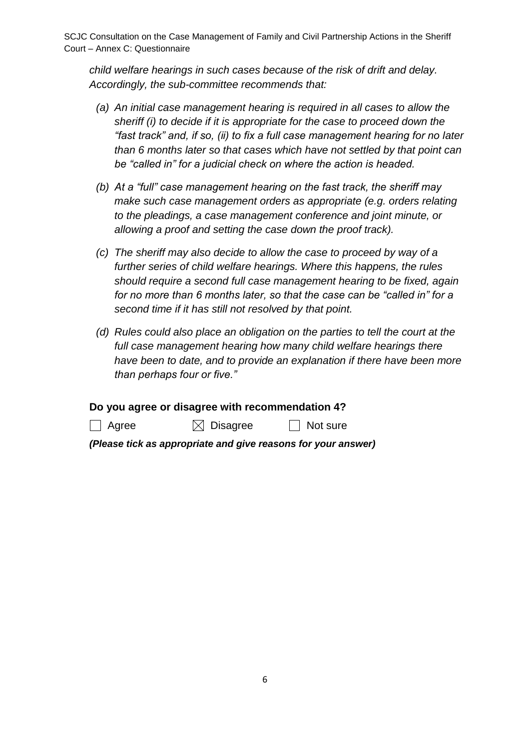*child welfare hearings in such cases because of the risk of drift and delay. Accordingly, the sub-committee recommends that:*

*(a) An initial case management hearing is required in all cases to allow the sheriff (i) to decide if it is appropriate for the case to proceed down the "fast track" and, if so, (ii) to fix a full case management hearing for no later than 6 months later so that cases which have not settled by that point can be "called in" for a judicial check on where the action is headed.*

*(b) At a "full" case management hearing on the fast track, the sheriff may make such case management orders as appropriate (e.g. orders relating to the pleadings, a case management conference and joint minute, or allowing a proof and setting the case down the proof track).*

*(c) The sheriff may also decide to allow the case to proceed by way of a further series of child welfare hearings. Where this happens, the rules should require a second full case management hearing to be fixed, again for no more than 6 months later, so that the case can be "called in" for a second time if it has still not resolved by that point.*

*(d) Rules could also place an obligation on the parties to tell the court at the full case management hearing how many child welfare hearings there have been to date, and to provide an explanation if there have been more than perhaps four or five."*

**Do you agree or disagree with recommendation 4?**

☐ Agree ☒ Disagree ☐ Not sure

***(Please tick as appropriate and give reasons for your answer)***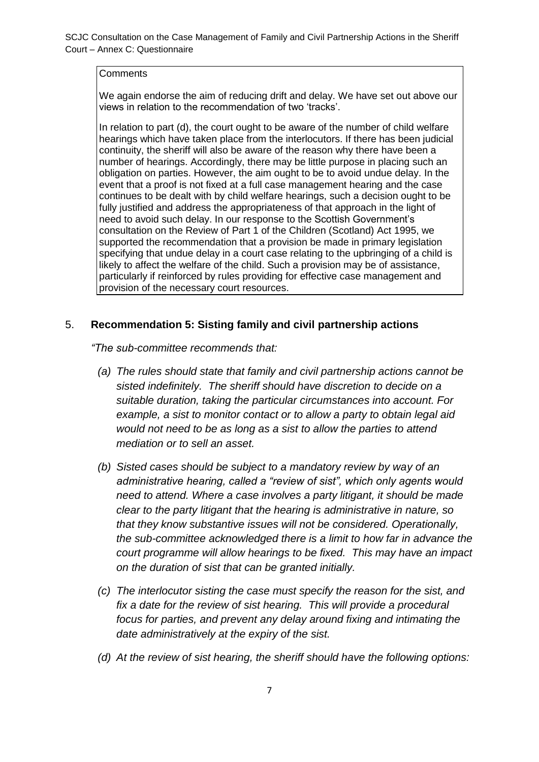Comments

We again endorse the aim of reducing drift and delay. We have set out above our views in relation to the recommendation of two 'tracks'.

In relation to part (d), the court ought to be aware of the number of child welfare hearings which have taken place from the interlocutors. If there has been judicial continuity, the sheriff will also be aware of the reason why there have been a number of hearings. Accordingly, there may be little purpose in placing such an obligation on parties. However, the aim ought to be to avoid undue delay. In the event that a proof is not fixed at a full case management hearing and the case continues to be dealt with by child welfare hearings, such a decision ought to be fully justified and address the appropriateness of that approach in the light of need to avoid such delay. In our response to the Scottish Government's consultation on the Review of Part 1 of the Children (Scotland) Act 1995, we supported the recommendation that a provision be made in primary legislation specifying that undue delay in a court case relating to the upbringing of a child is likely to affect the welfare of the child. Such a provision may be of assistance, particularly if reinforced by rules providing for effective case management and provision of the necessary court resources.

## 5. Recommendation 5: Sisting family and civil partnership actions

*"The sub-committee recommends that:*

*(a) The rules should state that family and civil partnership actions cannot be sisted indefinitely. The sheriff should have discretion to decide on a suitable duration, taking the particular circumstances into account. For example, a sist to monitor contact or to allow a party to obtain legal aid would not need to be as long as a sist to allow the parties to attend mediation or to sell an asset.*

*(b) Sisted cases should be subject to a mandatory review by way of an administrative hearing, called a "review of sist", which only agents would need to attend. Where a case involves a party litigant, it should be made clear to the party litigant that the hearing is administrative in nature, so that they know substantive issues will not be considered. Operationally, the sub-committee acknowledged there is a limit to how far in advance the court programme will allow hearings to be fixed. This may have an impact on the duration of sist that can be granted initially.*

*(c) The interlocutor sisting the case must specify the reason for the sist, and fix a date for the review of sist hearing. This will provide a procedural focus for parties, and prevent any delay around fixing and intimating the date administratively at the expiry of the sist.*

*(d) At the review of sist hearing, the sheriff should have the following options:*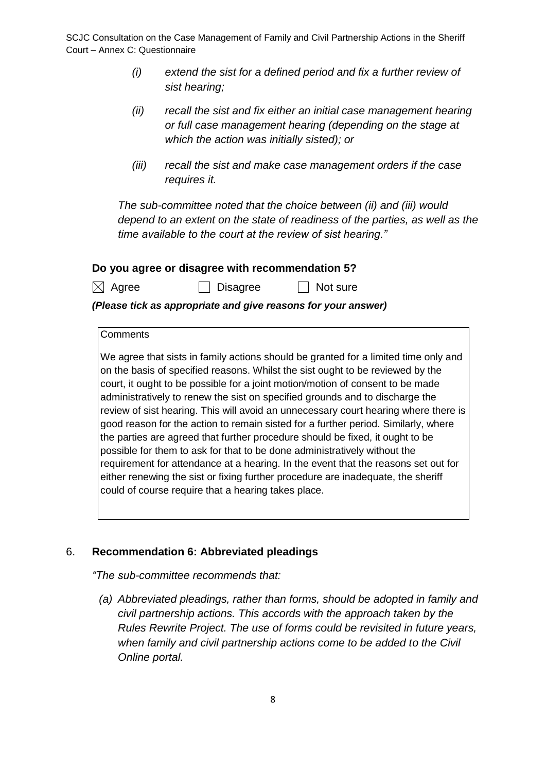*(i) extend the sist for a defined period and fix a further review of sist hearing;*

*(ii) recall the sist and fix either an initial case management hearing or full case management hearing (depending on the stage at which the action was initially sisted); or*

*(iii) recall the sist and make case management orders if the case requires it.*

*The sub-committee noted that the choice between (ii) and (iii) would depend to an extent on the state of readiness of the parties, as well as the time available to the court at the review of sist hearing."*

**Do you agree or disagree with recommendation 5?**

☒ Agree ☐ Disagree ☐ Not sure

***(Please tick as appropriate and give reasons for your answer)***

Comments

We agree that sists in family actions should be granted for a limited time only and on the basis of specified reasons. Whilst the sist ought to be reviewed by the court, it ought to be possible for a joint motion/motion of consent to be made administratively to renew the sist on specified grounds and to discharge the review of sist hearing. This will avoid an unnecessary court hearing where there is good reason for the action to remain sisted for a further period. Similarly, where the parties are agreed that further procedure should be fixed, it ought to be possible for them to ask for that to be done administratively without the requirement for attendance at a hearing. In the event that the reasons set out for either renewing the sist or fixing further procedure are inadequate, the sheriff could of course require that a hearing takes place.

## 6. Recommendation 6: Abbreviated pleadings

*"The sub-committee recommends that:*

*(a) Abbreviated pleadings, rather than forms, should be adopted in family and civil partnership actions. This accords with the approach taken by the Rules Rewrite Project. The use of forms could be revisited in future years, when family and civil partnership actions come to be added to the Civil Online portal.*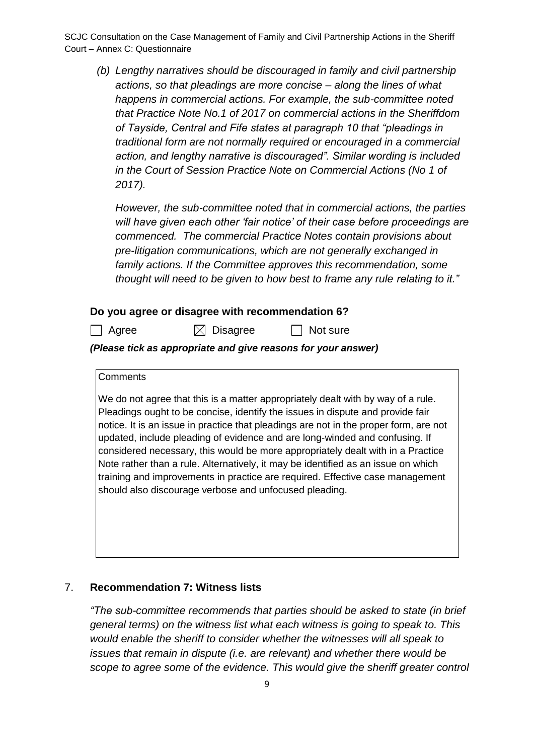*(b) Lengthy narratives should be discouraged in family and civil partnership actions, so that pleadings are more concise – along the lines of what happens in commercial actions. For example, the sub-committee noted that Practice Note No.1 of 2017 on commercial actions in the Sheriffdom of Tayside, Central and Fife states at paragraph 10 that "pleadings in traditional form are not normally required or encouraged in a commercial action, and lengthy narrative is discouraged". Similar wording is included in the Court of Session Practice Note on Commercial Actions (No 1 of 2017).*

*However, the sub-committee noted that in commercial actions, the parties will have given each other 'fair notice' of their case before proceedings are commenced. The commercial Practice Notes contain provisions about pre-litigation communications, which are not generally exchanged in family actions. If the Committee approves this recommendation, some thought will need to be given to how best to frame any rule relating to it."*

**Do you agree or disagree with recommendation 6?**

☐ Agree ☒ Disagree ☐ Not sure

***(Please tick as appropriate and give reasons for your answer)***

Comments

We do not agree that this is a matter appropriately dealt with by way of a rule. Pleadings ought to be concise, identify the issues in dispute and provide fair notice. It is an issue in practice that pleadings are not in the proper form, are not updated, include pleading of evidence and are long-winded and confusing. If considered necessary, this would be more appropriately dealt with in a Practice Note rather than a rule. Alternatively, it may be identified as an issue on which training and improvements in practice are required. Effective case management should also discourage verbose and unfocused pleading.

7. **Recommendation 7: Witness lists**

*"The sub-committee recommends that parties should be asked to state (in brief general terms) on the witness list what each witness is going to speak to. This would enable the sheriff to consider whether the witnesses will all speak to issues that remain in dispute (i.e. are relevant) and whether there would be scope to agree some of the evidence. This would give the sheriff greater control*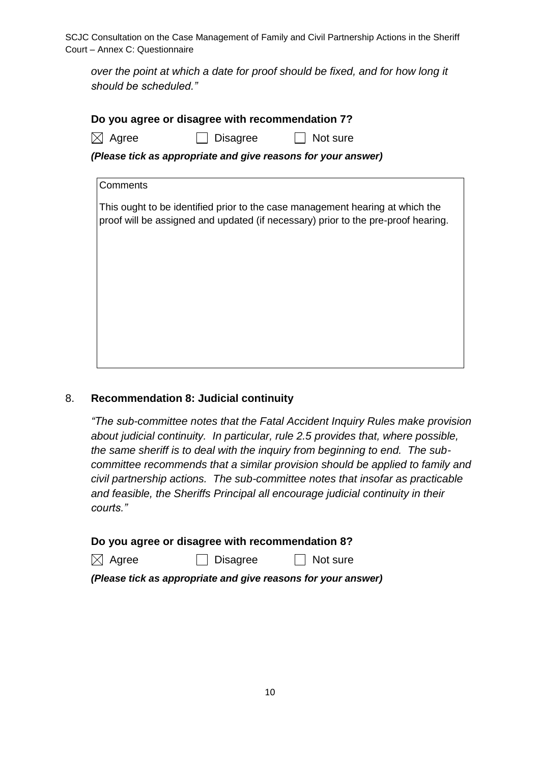*over the point at which a date for proof should be fixed, and for how long it should be scheduled."*

**Do you agree or disagree with recommendation 7?**

☒ Agree ☐ Disagree ☐ Not sure

***(Please tick as appropriate and give reasons for your answer)***

Comments

This ought to be identified prior to the case management hearing at which the proof will be assigned and updated (if necessary) prior to the pre-proof hearing.

8. **Recommendation 8: Judicial continuity**

*"The sub-committee notes that the Fatal Accident Inquiry Rules make provision about judicial continuity. In particular, rule 2.5 provides that, where possible, the same sheriff is to deal with the inquiry from beginning to end. The sub-committee recommends that a similar provision should be applied to family and civil partnership actions. The sub-committee notes that insofar as practicable and feasible, the Sheriffs Principal all encourage judicial continuity in their courts."*

**Do you agree or disagree with recommendation 8?**

☒ Agree ☐ Disagree ☐ Not sure

***(Please tick as appropriate and give reasons for your answer)***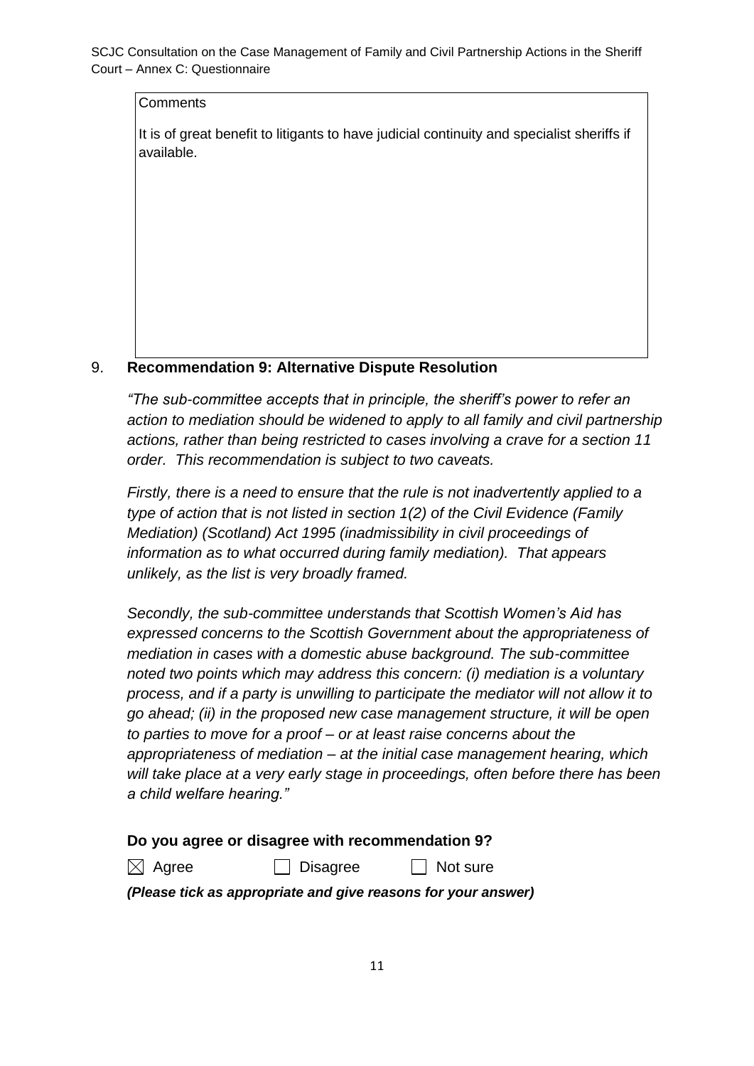Comments

It is of great benefit to litigants to have judicial continuity and specialist sheriffs if available.

## 9. Recommendation 9: Alternative Dispute Resolution

*"The sub-committee accepts that in principle, the sheriff's power to refer an action to mediation should be widened to apply to all family and civil partnership actions, rather than being restricted to cases involving a crave for a section 11 order. This recommendation is subject to two caveats.*

*Firstly, there is a need to ensure that the rule is not inadvertently applied to a type of action that is not listed in section 1(2) of the Civil Evidence (Family Mediation) (Scotland) Act 1995 (inadmissibility in civil proceedings of information as to what occurred during family mediation). That appears unlikely, as the list is very broadly framed.*

*Secondly, the sub-committee understands that Scottish Women's Aid has expressed concerns to the Scottish Government about the appropriateness of mediation in cases with a domestic abuse background. The sub-committee noted two points which may address this concern: (i) mediation is a voluntary process, and if a party is unwilling to participate the mediator will not allow it to go ahead; (ii) in the proposed new case management structure, it will be open to parties to move for a proof – or at least raise concerns about the appropriateness of mediation – at the initial case management hearing, which will take place at a very early stage in proceedings, often before there has been a child welfare hearing."*

**Do you agree or disagree with recommendation 9?**

☒ Agree ☐ Disagree ☐ Not sure

***(Please tick as appropriate and give reasons for your answer)***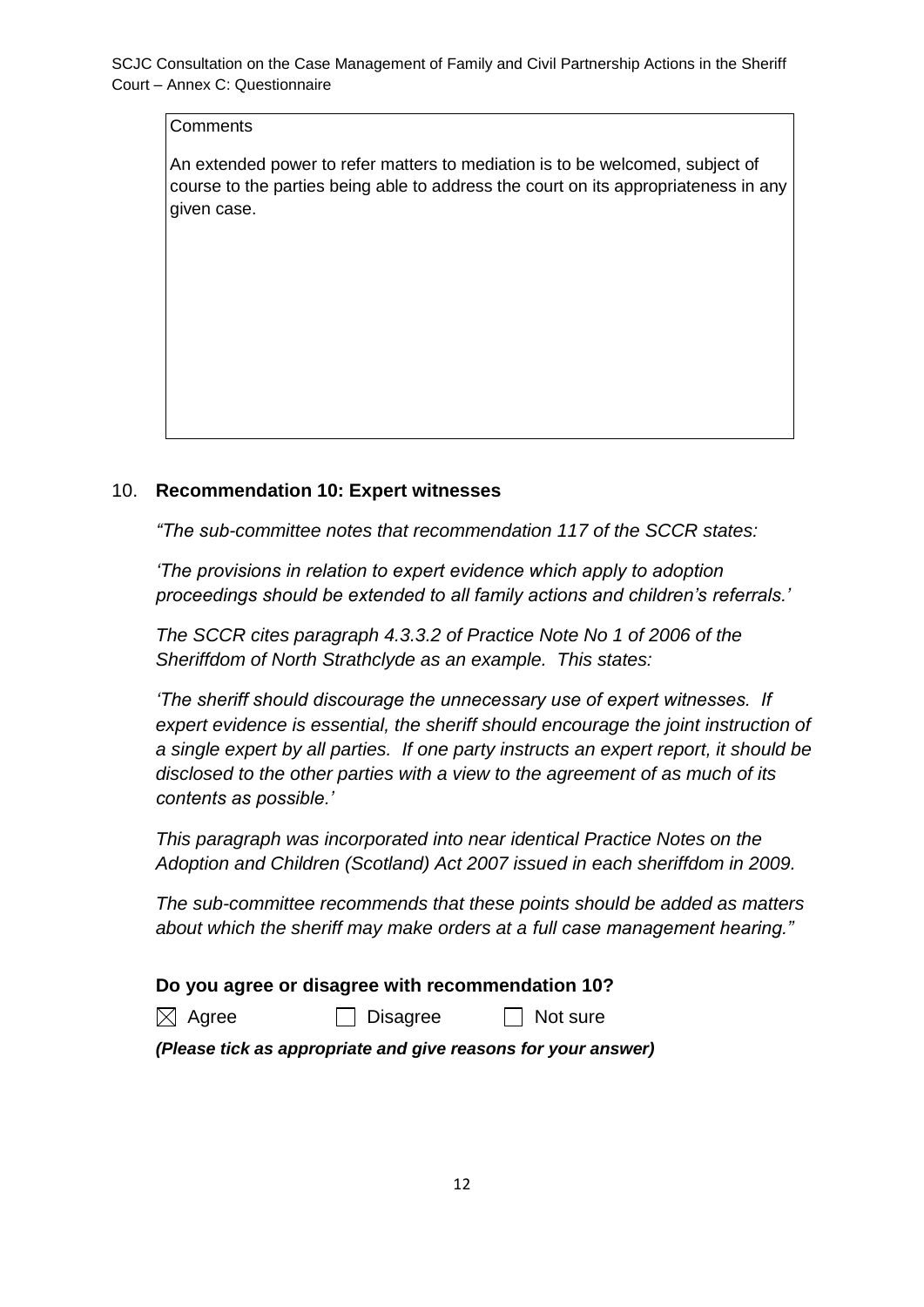Comments

An extended power to refer matters to mediation is to be welcomed, subject of course to the parties being able to address the court on its appropriateness in any given case.

10. **Recommendation 10: Expert witnesses**

*"The sub-committee notes that recommendation 117 of the SCCR states:*

*'The provisions in relation to expert evidence which apply to adoption proceedings should be extended to all family actions and children's referrals.'*

*The SCCR cites paragraph 4.3.3.2 of Practice Note No 1 of 2006 of the Sheriffdom of North Strathclyde as an example. This states:*

*'The sheriff should discourage the unnecessary use of expert witnesses. If expert evidence is essential, the sheriff should encourage the joint instruction of a single expert by all parties. If one party instructs an expert report, it should be disclosed to the other parties with a view to the agreement of as much of its contents as possible.'*

*This paragraph was incorporated into near identical Practice Notes on the Adoption and Children (Scotland) Act 2007 issued in each sheriffdom in 2009.*

*The sub-committee recommends that these points should be added as matters about which the sheriff may make orders at a full case management hearing."*

**Do you agree or disagree with recommendation 10?**

☒ Agree ☐ Disagree ☐ Not sure

***(Please tick as appropriate and give reasons for your answer)***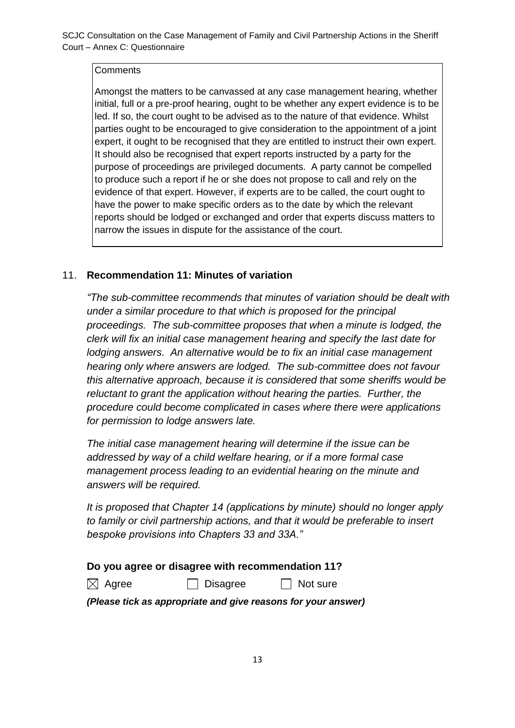Comments

Amongst the matters to be canvassed at any case management hearing, whether initial, full or a pre-proof hearing, ought to be whether any expert evidence is to be led. If so, the court ought to be advised as to the nature of that evidence. Whilst parties ought to be encouraged to give consideration to the appointment of a joint expert, it ought to be recognised that they are entitled to instruct their own expert. It should also be recognised that expert reports instructed by a party for the purpose of proceedings are privileged documents. A party cannot be compelled to produce such a report if he or she does not propose to call and rely on the evidence of that expert. However, if experts are to be called, the court ought to have the power to make specific orders as to the date by which the relevant reports should be lodged or exchanged and order that experts discuss matters to narrow the issues in dispute for the assistance of the court.

11. **Recommendation 11: Minutes of variation**

*"The sub-committee recommends that minutes of variation should be dealt with under a similar procedure to that which is proposed for the principal proceedings. The sub-committee proposes that when a minute is lodged, the clerk will fix an initial case management hearing and specify the last date for lodging answers. An alternative would be to fix an initial case management hearing only where answers are lodged. The sub-committee does not favour this alternative approach, because it is considered that some sheriffs would be reluctant to grant the application without hearing the parties. Further, the procedure could become complicated in cases where there were applications for permission to lodge answers late.*

*The initial case management hearing will determine if the issue can be addressed by way of a child welfare hearing, or if a more formal case management process leading to an evidential hearing on the minute and answers will be required.*

*It is proposed that Chapter 14 (applications by minute) should no longer apply to family or civil partnership actions, and that it would be preferable to insert bespoke provisions into Chapters 33 and 33A."*

**Do you agree or disagree with recommendation 11?**

☒ Agree ☐ Disagree ☐ Not sure

***(Please tick as appropriate and give reasons for your answer)***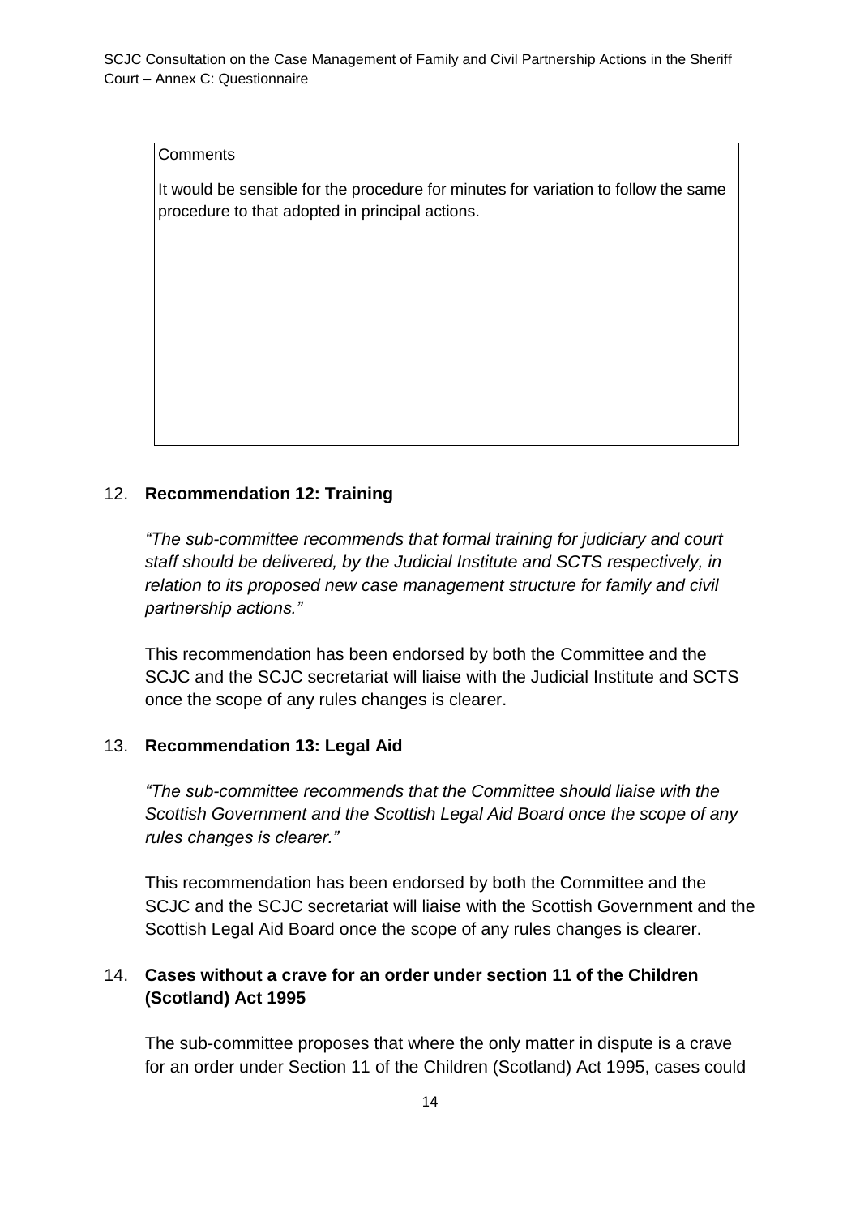| Comments |
| --- |
| It would be sensible for the procedure for minutes for variation to follow the same procedure to that adopted in principal actions. |

12. **Recommendation 12: Training**

*"The sub-committee recommends that formal training for judiciary and court staff should be delivered, by the Judicial Institute and SCTS respectively, in relation to its proposed new case management structure for family and civil partnership actions."*

This recommendation has been endorsed by both the Committee and the SCJC and the SCJC secretariat will liaise with the Judicial Institute and SCTS once the scope of any rules changes is clearer.

13. **Recommendation 13: Legal Aid**

*"The sub-committee recommends that the Committee should liaise with the Scottish Government and the Scottish Legal Aid Board once the scope of any rules changes is clearer."*

This recommendation has been endorsed by both the Committee and the SCJC and the SCJC secretariat will liaise with the Scottish Government and the Scottish Legal Aid Board once the scope of any rules changes is clearer.

14. **Cases without a crave for an order under section 11 of the Children (Scotland) Act 1995**

The sub-committee proposes that where the only matter in dispute is a crave for an order under Section 11 of the Children (Scotland) Act 1995, cases could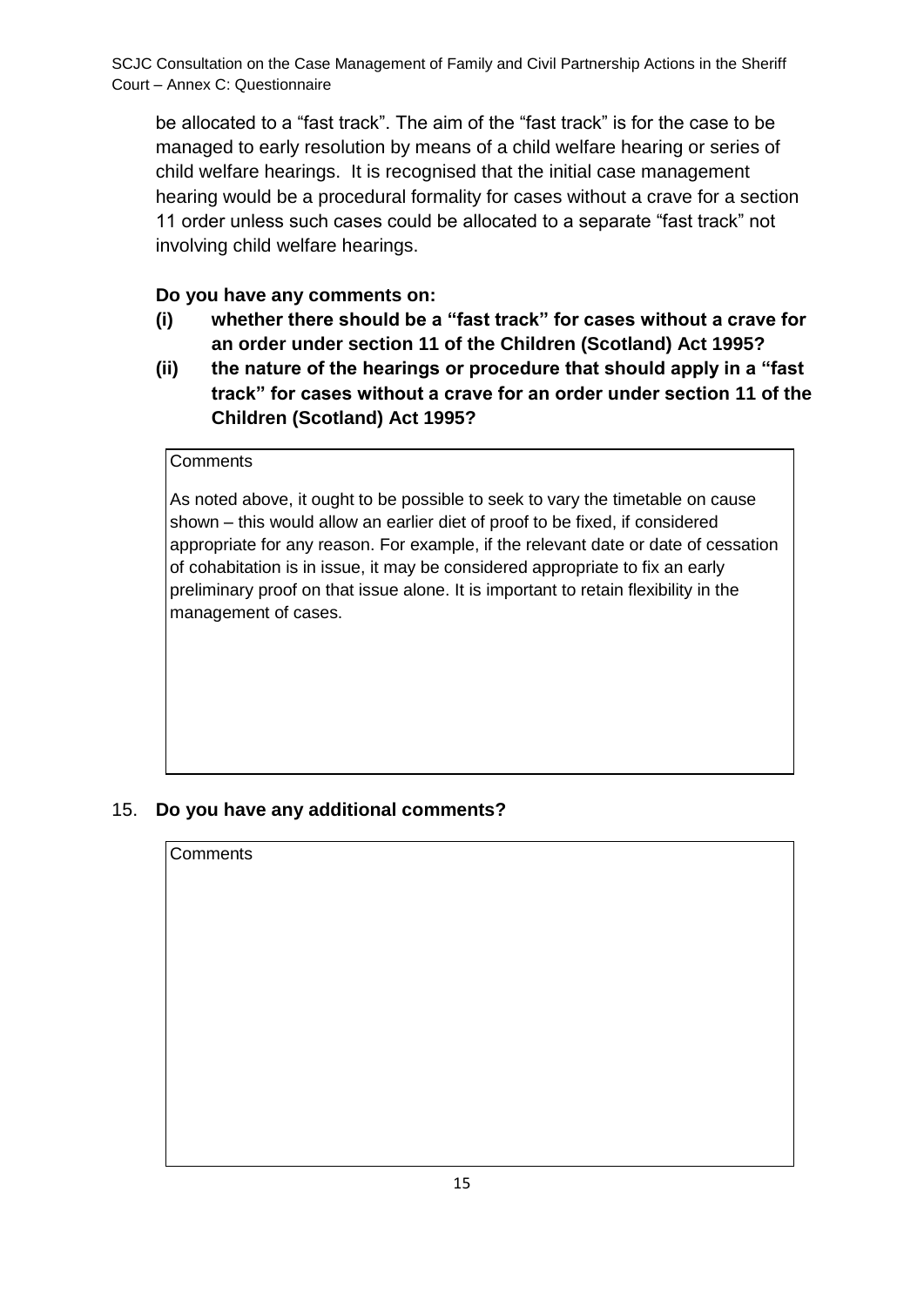be allocated to a "fast track". The aim of the "fast track" is for the case to be managed to early resolution by means of a child welfare hearing or series of child welfare hearings. It is recognised that the initial case management hearing would be a procedural formality for cases without a crave for a section 11 order unless such cases could be allocated to a separate "fast track" not involving child welfare hearings.

**Do you have any comments on:**

**(i) whether there should be a "fast track" for cases without a crave for an order under section 11 of the Children (Scotland) Act 1995?**

**(ii) the nature of the hearings or procedure that should apply in a "fast track" for cases without a crave for an order under section 11 of the Children (Scotland) Act 1995?**

Comments

As noted above, it ought to be possible to seek to vary the timetable on cause shown – this would allow an earlier diet of proof to be fixed, if considered appropriate for any reason. For example, if the relevant date or date of cessation of cohabitation is in issue, it may be considered appropriate to fix an early preliminary proof on that issue alone. It is important to retain flexibility in the management of cases.

15. **Do you have any additional comments?**

Comments